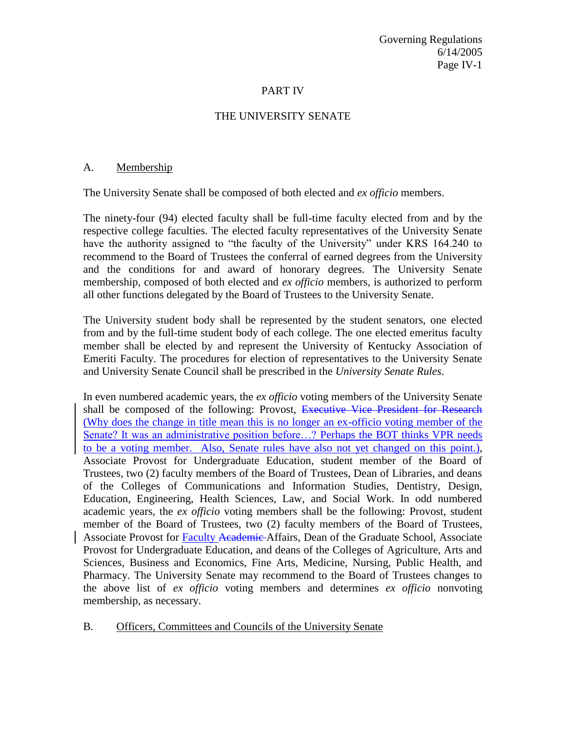# PART IV

## THE UNIVERSITY SENATE

### A. Membership

The University Senate shall be composed of both elected and *ex officio* members.

The ninety-four (94) elected faculty shall be full-time faculty elected from and by the respective college faculties. The elected faculty representatives of the University Senate have the authority assigned to "the faculty of the University" under KRS 164.240 to recommend to the Board of Trustees the conferral of earned degrees from the University and the conditions for and award of honorary degrees. The University Senate membership, composed of both elected and *ex officio* members, is authorized to perform all other functions delegated by the Board of Trustees to the University Senate.

The University student body shall be represented by the student senators, one elected from and by the full-time student body of each college. The one elected emeritus faculty member shall be elected by and represent the University of Kentucky Association of Emeriti Faculty. The procedures for election of representatives to the University Senate and University Senate Council shall be prescribed in the *University Senate Rules*.

In even numbered academic years, the *ex officio* voting members of the University Senate shall be composed of the following: Provost, ~~Executive Vice President for Research~~ (Why does the change in title mean this is no longer an ex-officio voting member of the Senate? It was an administrative position before…? Perhaps the BOT thinks VPR needs to be a voting member. Also, Senate rules have also not yet changed on this point.), Associate Provost for Undergraduate Education, student member of the Board of Trustees, two (2) faculty members of the Board of Trustees, Dean of Libraries, and deans of the Colleges of Communications and Information Studies, Dentistry, Design, Education, Engineering, Health Sciences, Law, and Social Work. In odd numbered academic years, the *ex officio* voting members shall be the following: Provost, student member of the Board of Trustees, two (2) faculty members of the Board of Trustees, Associate Provost for Faculty ~~Academic~~ Affairs, Dean of the Graduate School, Associate Provost for Undergraduate Education, and deans of the Colleges of Agriculture, Arts and Sciences, Business and Economics, Fine Arts, Medicine, Nursing, Public Health, and Pharmacy. The University Senate may recommend to the Board of Trustees changes to the above list of *ex officio* voting members and determines *ex officio* nonvoting membership, as necessary.

### B. Officers, Committees and Councils of the University Senate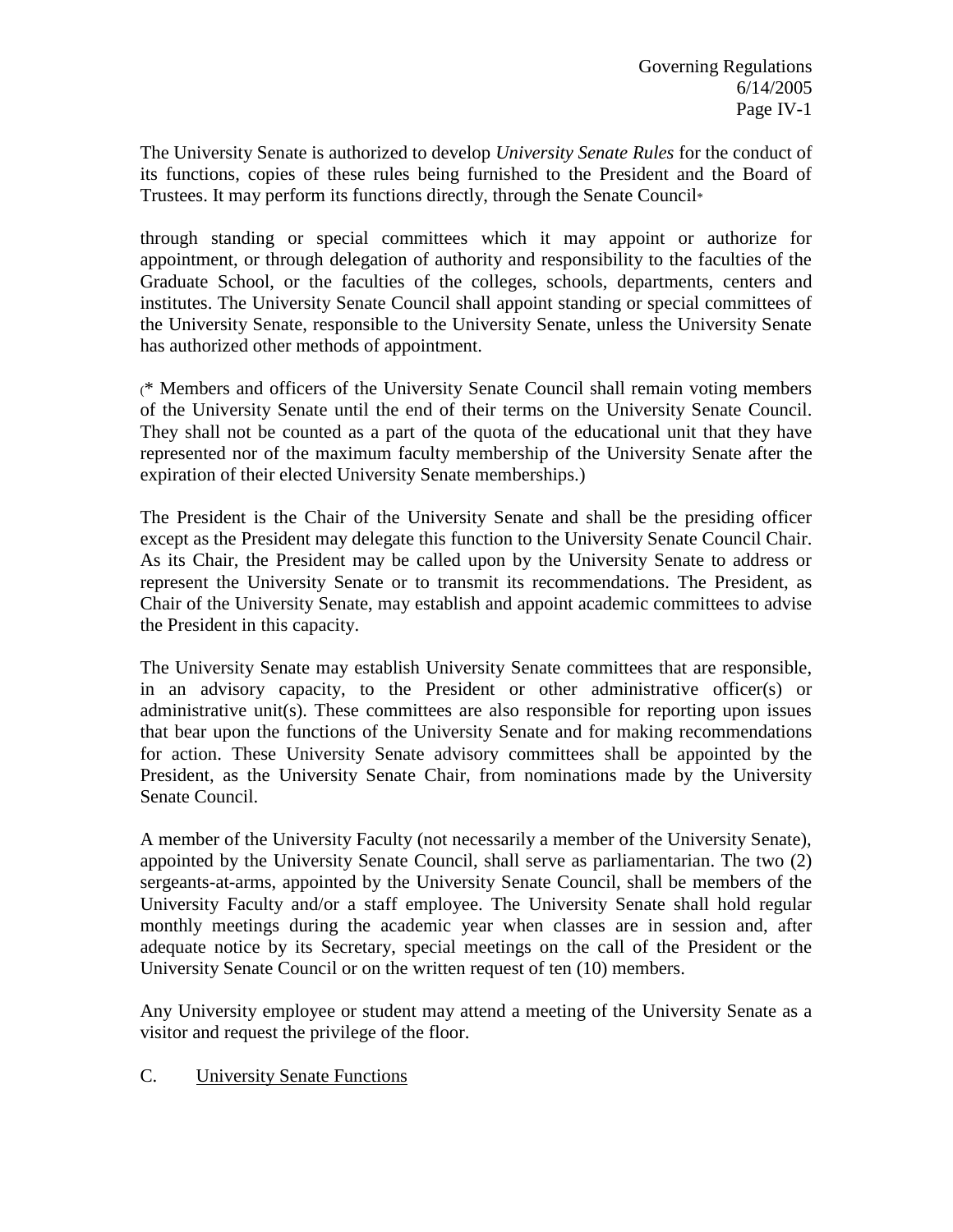The University Senate is authorized to develop *University Senate Rules* for the conduct of its functions, copies of these rules being furnished to the President and the Board of Trustees. It may perform its functions directly, through the Senate Council*

through standing or special committees which it may appoint or authorize for appointment, or through delegation of authority and responsibility to the faculties of the Graduate School, or the faculties of the colleges, schools, departments, centers and institutes. The University Senate Council shall appoint standing or special committees of the University Senate, responsible to the University Senate, unless the University Senate has authorized other methods of appointment.

(* Members and officers of the University Senate Council shall remain voting members of the University Senate until the end of their terms on the University Senate Council. They shall not be counted as a part of the quota of the educational unit that they have represented nor of the maximum faculty membership of the University Senate after the expiration of their elected University Senate memberships.)

The President is the Chair of the University Senate and shall be the presiding officer except as the President may delegate this function to the University Senate Council Chair. As its Chair, the President may be called upon by the University Senate to address or represent the University Senate or to transmit its recommendations. The President, as Chair of the University Senate, may establish and appoint academic committees to advise the President in this capacity.

The University Senate may establish University Senate committees that are responsible, in an advisory capacity, to the President or other administrative officer(s) or administrative unit(s). These committees are also responsible for reporting upon issues that bear upon the functions of the University Senate and for making recommendations for action. These University Senate advisory committees shall be appointed by the President, as the University Senate Chair, from nominations made by the University Senate Council.

A member of the University Faculty (not necessarily a member of the University Senate), appointed by the University Senate Council, shall serve as parliamentarian. The two (2) sergeants-at-arms, appointed by the University Senate Council, shall be members of the University Faculty and/or a staff employee. The University Senate shall hold regular monthly meetings during the academic year when classes are in session and, after adequate notice by its Secretary, special meetings on the call of the President or the University Senate Council or on the written request of ten (10) members.

Any University employee or student may attend a meeting of the University Senate as a visitor and request the privilege of the floor.

C. University Senate Functions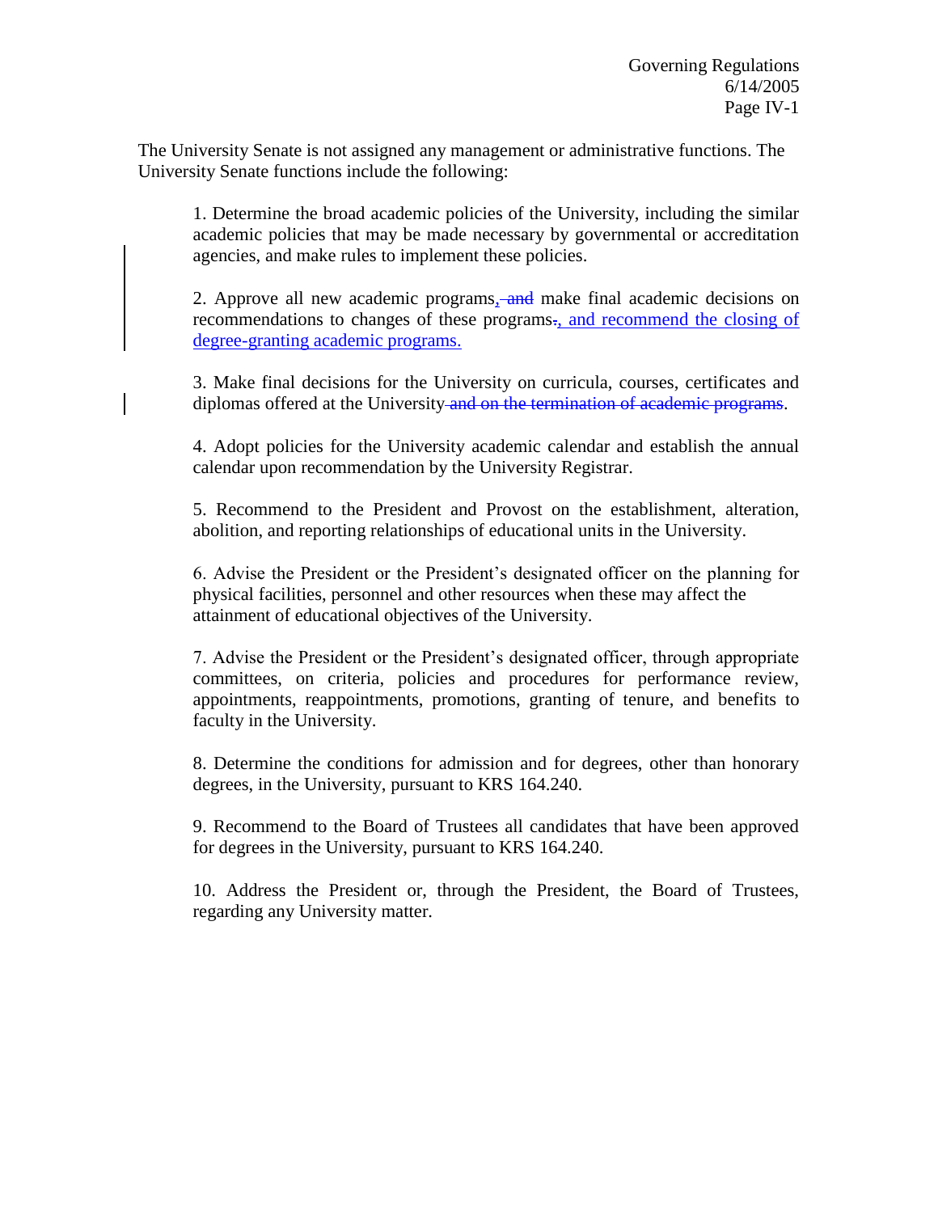The University Senate is not assigned any management or administrative functions. The University Senate functions include the following:

1. Determine the broad academic policies of the University, including the similar academic policies that may be made necessary by governmental or accreditation agencies, and make rules to implement these policies.

2. Approve all new academic programs<u>,</u> ~~and~~ make final academic decisions on recommendations to changes of these programs~~.~~<u>, and recommend the closing of degree-granting academic programs.</u>

3. Make final decisions for the University on curricula, courses, certificates and diplomas offered at the University ~~and on the termination of academic programs~~.

4. Adopt policies for the University academic calendar and establish the annual calendar upon recommendation by the University Registrar.

5. Recommend to the President and Provost on the establishment, alteration, abolition, and reporting relationships of educational units in the University.

6. Advise the President or the President's designated officer on the planning for physical facilities, personnel and other resources when these may affect the attainment of educational objectives of the University.

7. Advise the President or the President's designated officer, through appropriate committees, on criteria, policies and procedures for performance review, appointments, reappointments, promotions, granting of tenure, and benefits to faculty in the University.

8. Determine the conditions for admission and for degrees, other than honorary degrees, in the University, pursuant to KRS 164.240.

9. Recommend to the Board of Trustees all candidates that have been approved for degrees in the University, pursuant to KRS 164.240.

10. Address the President or, through the President, the Board of Trustees, regarding any University matter.